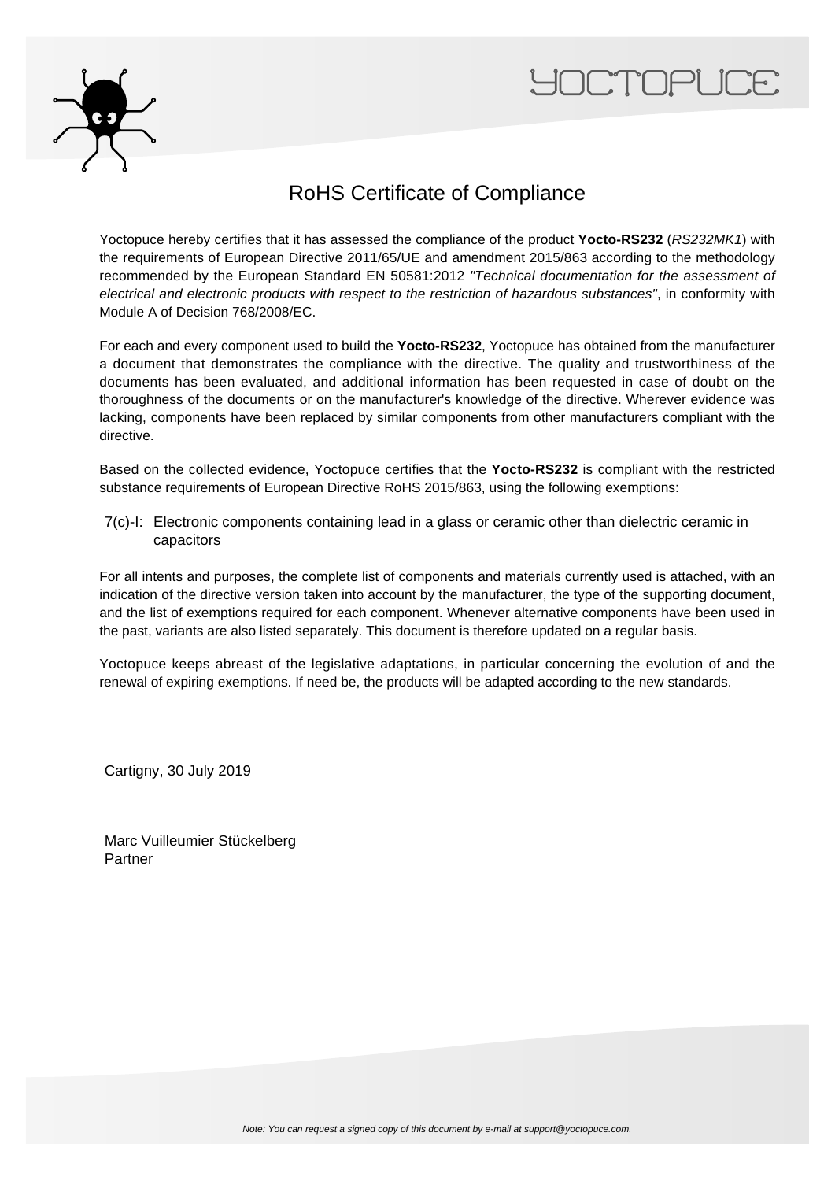YOCTOPUCE

# RoHS Certificate of Compliance

Yoctopuce hereby certifies that it has assessed the compliance of the product **Yocto-RS232** (*RS232MK1*) with the requirements of European Directive 2011/65/UE and amendment 2015/863 according to the methodology recommended by the European Standard EN 50581:2012 *"Technical documentation for the assessment of electrical and electronic products with respect to the restriction of hazardous substances"*, in conformity with Module A of Decision 768/2008/EC.

For each and every component used to build the **Yocto-RS232**, Yoctopuce has obtained from the manufacturer a document that demonstrates the compliance with the directive. The quality and trustworthiness of the documents has been evaluated, and additional information has been requested in case of doubt on the thoroughness of the documents or on the manufacturer's knowledge of the directive. Wherever evidence was lacking, components have been replaced by similar components from other manufacturers compliant with the directive.

Based on the collected evidence, Yoctopuce certifies that the **Yocto-RS232** is compliant with the restricted substance requirements of European Directive RoHS 2015/863, using the following exemptions:

7(c)-I: Electronic components containing lead in a glass or ceramic other than dielectric ceramic in capacitors

For all intents and purposes, the complete list of components and materials currently used is attached, with an indication of the directive version taken into account by the manufacturer, the type of the supporting document, and the list of exemptions required for each component. Whenever alternative components have been used in the past, variants are also listed separately. This document is therefore updated on a regular basis.

Yoctopuce keeps abreast of the legislative adaptations, in particular concerning the evolution of and the renewal of expiring exemptions. If need be, the products will be adapted according to the new standards.

Cartigny, 30 July 2019

Marc Vuilleumier Stückelberg
Partner

*Note: You can request a signed copy of this document by e-mail at support@yoctopuce.com.*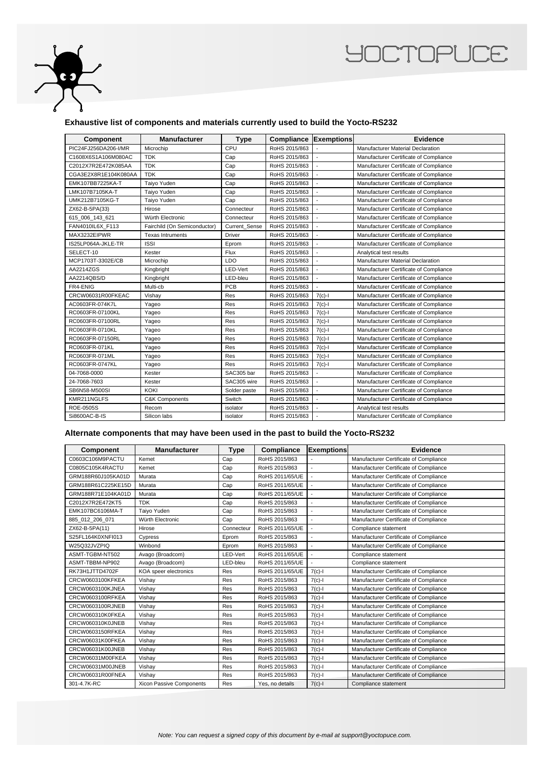## Exhaustive list of components and materials currently used to build the Yocto-RS232

| Component | Manufacturer | Type | Compliance | Exemptions | Evidence |
|---|---|---|---|---|---|
| PIC24FJ256DA206-I/MR | Microchip | CPU | RoHS 2015/863 | - | Manufacturer Material Declaration |
| C1608X6S1A106M080AC | TDK | Cap | RoHS 2015/863 | - | Manufacturer Certificate of Compliance |
| C2012X7R2E472K085AA | TDK | Cap | RoHS 2015/863 | - | Manufacturer Certificate of Compliance |
| CGA3E2X8R1E104K080AA | TDK | Cap | RoHS 2015/863 | - | Manufacturer Certificate of Compliance |
| EMK107BB7225KA-T | Taiyo Yuden | Cap | RoHS 2015/863 | - | Manufacturer Certificate of Compliance |
| LMK107B7105KA-T | Taiyo Yuden | Cap | RoHS 2015/863 | - | Manufacturer Certificate of Compliance |
| UMK212B7105KG-T | Taiyo Yuden | Cap | RoHS 2015/863 | - | Manufacturer Certificate of Compliance |
| ZX62-B-5PA(33) | Hirose | Connecteur | RoHS 2015/863 | - | Manufacturer Certificate of Compliance |
| 615_006_143_621 | Würth Electronic | Connecteur | RoHS 2015/863 | - | Manufacturer Certificate of Compliance |
| FAN4010IL6X_F113 | Fairchild (On Semiconductor) | Current_Sense | RoHS 2015/863 | - | Manufacturer Certificate of Compliance |
| MAX3232EIPWR | Texas Intruments | Driver | RoHS 2015/863 | - | Manufacturer Certificate of Compliance |
| IS25LP064A-JKLE-TR | ISSI | Eprom | RoHS 2015/863 | - | Manufacturer Certificate of Compliance |
| SELECT-10 | Kester | Flux | RoHS 2015/863 | - | Analytical test results |
| MCP1703T-3302E/CB | Microchip | LDO | RoHS 2015/863 | - | Manufacturer Material Declaration |
| AA2214ZGS | Kingbright | LED-Vert | RoHS 2015/863 | - | Manufacturer Certificate of Compliance |
| AA2214QBS/D | Kingbright | LED-bleu | RoHS 2015/863 | - | Manufacturer Certificate of Compliance |
| FR4-ENIG | Multi-cb | PCB | RoHS 2015/863 | - | Manufacturer Certificate of Compliance |
| CRCW06031R00FKEAC | Vishay | Res | RoHS 2015/863 | 7(c)-I | Manufacturer Certificate of Compliance |
| AC0603FR-074K7L | Yageo | Res | RoHS 2015/863 | 7(c)-I | Manufacturer Certificate of Compliance |
| RC0603FR-07100KL | Yageo | Res | RoHS 2015/863 | 7(c)-I | Manufacturer Certificate of Compliance |
| RC0603FR-07100RL | Yageo | Res | RoHS 2015/863 | 7(c)-I | Manufacturer Certificate of Compliance |
| RC0603FR-0710KL | Yageo | Res | RoHS 2015/863 | 7(c)-I | Manufacturer Certificate of Compliance |
| RC0603FR-07150RL | Yageo | Res | RoHS 2015/863 | 7(c)-I | Manufacturer Certificate of Compliance |
| RC0603FR-071KL | Yageo | Res | RoHS 2015/863 | 7(c)-I | Manufacturer Certificate of Compliance |
| RC0603FR-071ML | Yageo | Res | RoHS 2015/863 | 7(c)-I | Manufacturer Certificate of Compliance |
| RC0603FR-0747KL | Yageo | Res | RoHS 2015/863 | 7(c)-I | Manufacturer Certificate of Compliance |
| 04-7068-0000 | Kester | SAC305 bar | RoHS 2015/863 | - | Manufacturer Certificate of Compliance |
| 24-7068-7603 | Kester | SAC305 wire | RoHS 2015/863 | - | Manufacturer Certificate of Compliance |
| SB6N58-M500SI | KOKI | Solder paste | RoHS 2015/863 | - | Manufacturer Certificate of Compliance |
| KMR211NGLFS | C&K Components | Switch | RoHS 2015/863 | - | Manufacturer Certificate of Compliance |
| ROE-0505S | Recom | isolator | RoHS 2015/863 | - | Analytical test results |
| Si8600AC-B-IS | Silicon labs | isolator | RoHS 2015/863 | - | Manufacturer Certificate of Compliance |

## Alternate components that may have been used in the past to build the Yocto-RS232

| Component | Manufacturer | Type | Compliance | Exemptions | Evidence |
|---|---|---|---|---|---|
| C0603C106M9PACTU | Kemet | Cap | RoHS 2015/863 | - | Manufacturer Certificate of Compliance |
| C0805C105K4RACTU | Kemet | Cap | RoHS 2015/863 | - | Manufacturer Certificate of Compliance |
| GRM188R60J105KA01D | Murata | Cap | RoHS 2011/65/UE | - | Manufacturer Certificate of Compliance |
| GRM188R61C225KE15D | Murata | Cap | RoHS 2011/65/UE | - | Manufacturer Certificate of Compliance |
| GRM188R71E104KA01D | Murata | Cap | RoHS 2011/65/UE | - | Manufacturer Certificate of Compliance |
| C2012X7R2E472KT5 | TDK | Cap | RoHS 2015/863 | - | Manufacturer Certificate of Compliance |
| EMK107BC6106MA-T | Taiyo Yuden | Cap | RoHS 2015/863 | - | Manufacturer Certificate of Compliance |
| 885_012_206_071 | Würth Electronic | Cap | RoHS 2015/863 | - | Manufacturer Certificate of Compliance |
| ZX62-B-5PA(11) | Hirose | Connecteur | RoHS 2011/65/UE | - | Compliance statement |
| S25FL164K0XNFI013 | Cypress | Eprom | RoHS 2015/863 | - | Manufacturer Certificate of Compliance |
| W25Q32JVZPIQ | Winbond | Eprom | RoHS 2015/863 | - | Manufacturer Certificate of Compliance |
| ASMT-TGBM-NT502 | Avago (Broadcom) | LED-Vert | RoHS 2011/65/UE | - | Compliance statement |
| ASMT-TBBM-NP902 | Avago (Broadcom) | LED-bleu | RoHS 2011/65/UE | - | Compliance statement |
| RK73H1JTTD4702F | KOA speer electronics | Res | RoHS 2011/65/UE | 7(c)-I | Manufacturer Certificate of Compliance |
| CRCW0603100KFKEA | Vishay | Res | RoHS 2015/863 | 7(c)-I | Manufacturer Certificate of Compliance |
| CRCW0603100KJNEA | Vishay | Res | RoHS 2015/863 | 7(c)-I | Manufacturer Certificate of Compliance |
| CRCW0603100RFKEA | Vishay | Res | RoHS 2015/863 | 7(c)-I | Manufacturer Certificate of Compliance |
| CRCW0603100RJNEB | Vishay | Res | RoHS 2015/863 | 7(c)-I | Manufacturer Certificate of Compliance |
| CRCW060310K0FKEA | Vishay | Res | RoHS 2015/863 | 7(c)-I | Manufacturer Certificate of Compliance |
| CRCW060310K0JNEB | Vishay | Res | RoHS 2015/863 | 7(c)-I | Manufacturer Certificate of Compliance |
| CRCW0603150RFKEA | Vishay | Res | RoHS 2015/863 | 7(c)-I | Manufacturer Certificate of Compliance |
| CRCW06031K00FKEA | Vishay | Res | RoHS 2015/863 | 7(c)-I | Manufacturer Certificate of Compliance |
| CRCW06031K00JNEB | Vishay | Res | RoHS 2015/863 | 7(c)-I | Manufacturer Certificate of Compliance |
| CRCW06031M00FKEA | Vishay | Res | RoHS 2015/863 | 7(c)-I | Manufacturer Certificate of Compliance |
| CRCW06031M00JNEB | Vishay | Res | RoHS 2015/863 | 7(c)-I | Manufacturer Certificate of Compliance |
| CRCW06031R00FNEA | Vishay | Res | RoHS 2015/863 | 7(c)-I | Manufacturer Certificate of Compliance |
| 301-4.7K-RC | Xicon Passive Components | Res | Yes, no details | 7(c)-I | Compliance statement |

*Note: You can request a signed copy of this document by e-mail at support@yoctopuce.com.*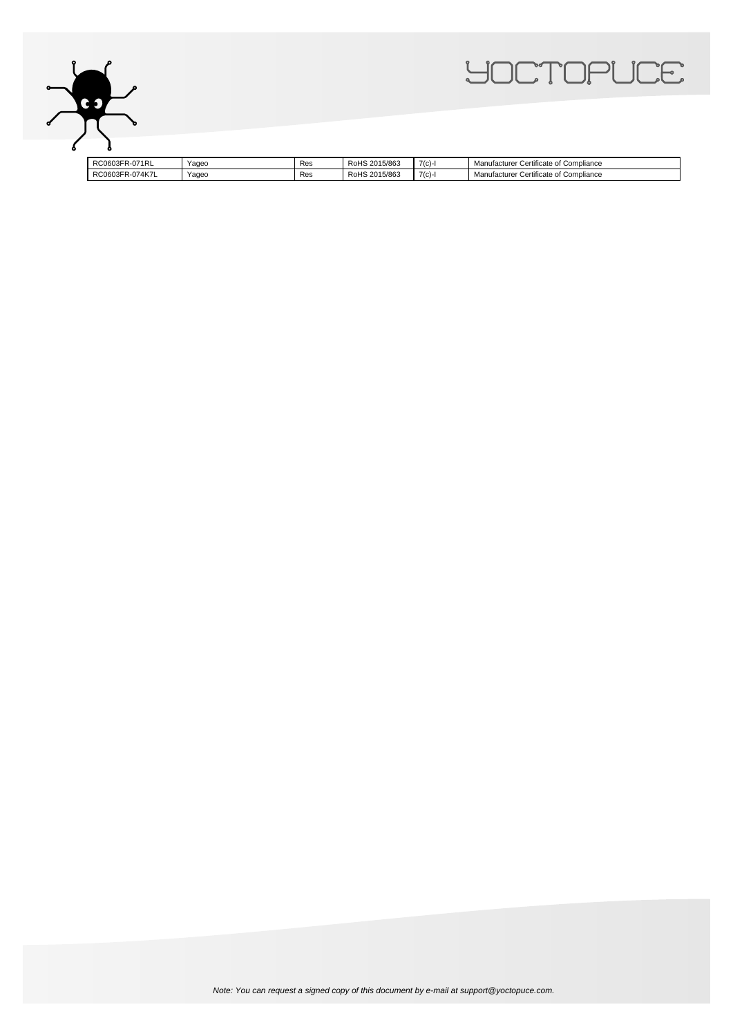| | | | | | |
|---|---|---|---|---|---|
| RC0603FR-071RL | Yageo | Res | RoHS 2015/863 | 7(c)-I | Manufacturer Certificate of Compliance |
| RC0603FR-074K7L | Yageo | Res | RoHS 2015/863 | 7(c)-I | Manufacturer Certificate of Compliance |

*Note: You can request a signed copy of this document by e-mail at support@yoctopuce.com.*